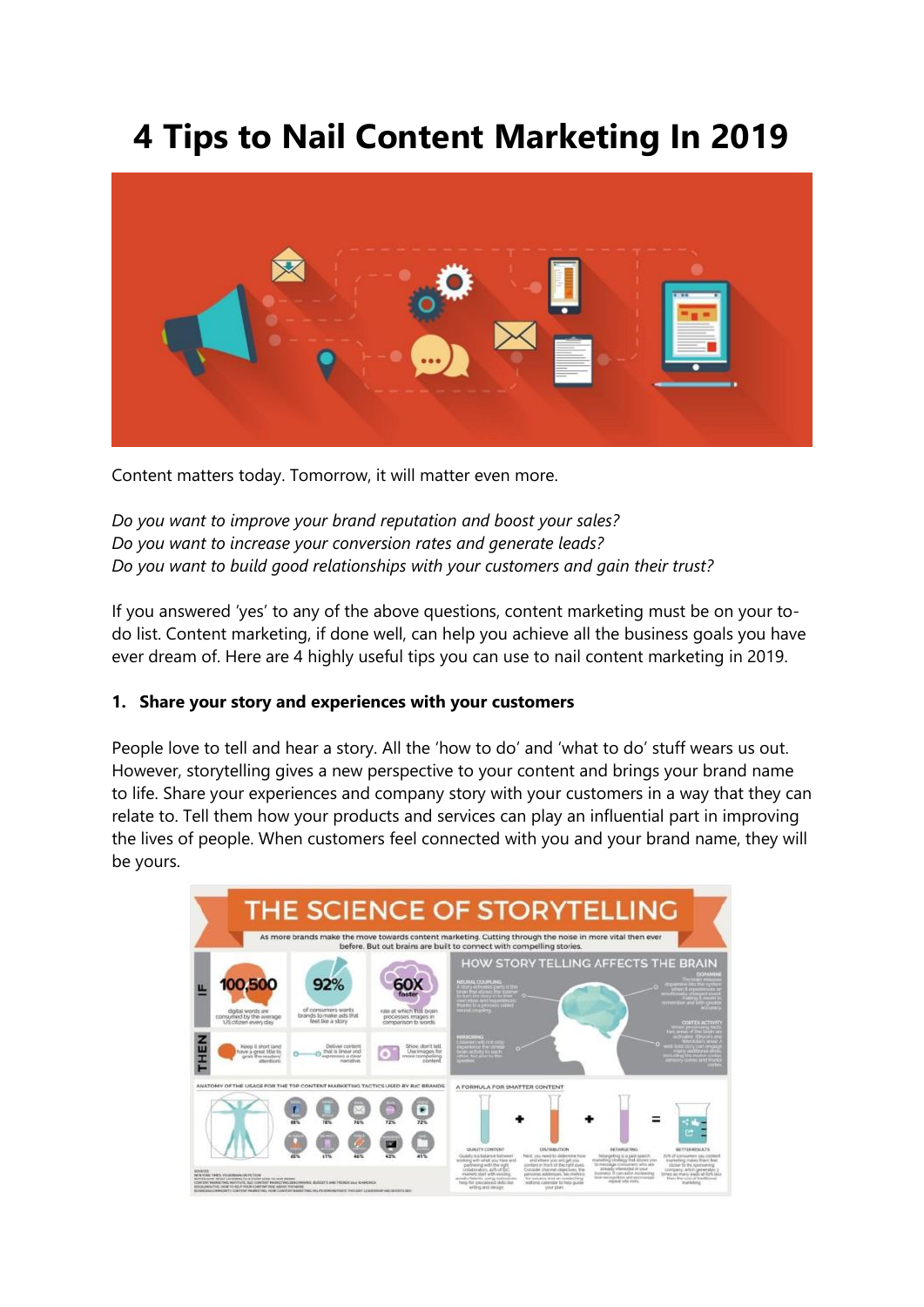# 4 Tips to Nail Content Marketing In 2019

Content matters today. Tomorrow, it will matter even more.

*Do you want to improve your brand reputation and boost your sales?*
*Do you want to increase your conversion rates and generate leads?*
*Do you want to build good relationships with your customers and gain their trust?*

If you answered 'yes' to any of the above questions, content marketing must be on your to-do list. Content marketing, if done well, can help you achieve all the business goals you have ever dream of. Here are 4 highly useful tips you can use to nail content marketing in 2019.

**1. Share your story and experiences with your customers**

People love to tell and hear a story. All the 'how to do' and 'what to do' stuff wears us out. However, storytelling gives a new perspective to your content and brings your brand name to life. Share your experiences and company story with your customers in a way that they can relate to. Tell them how your products and services can play an influential part in improving the lives of people. When customers feel connected with you and your brand name, they will be yours.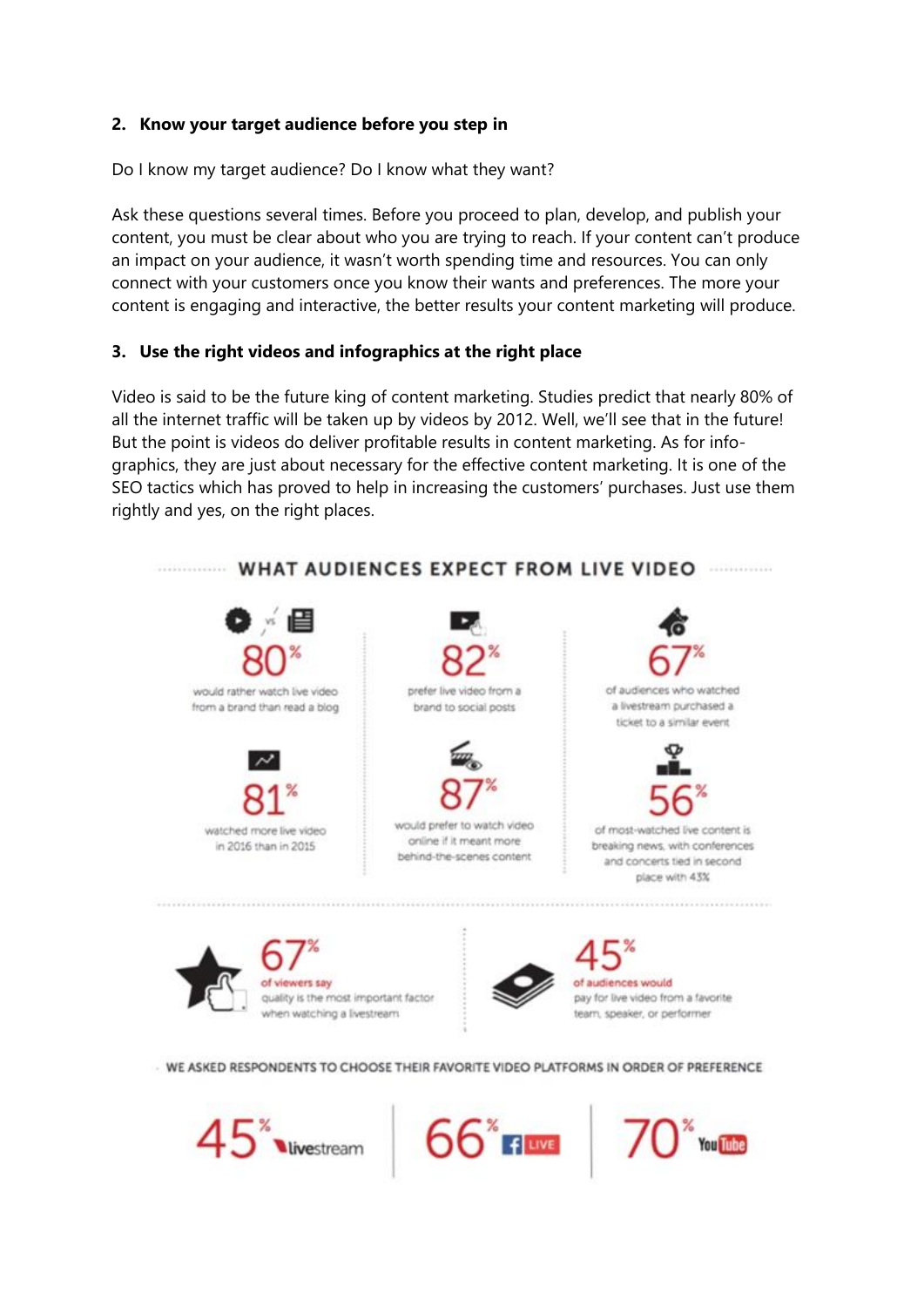**2. Know your target audience before you step in**

Do I know my target audience? Do I know what they want?

Ask these questions several times. Before you proceed to plan, develop, and publish your content, you must be clear about who you are trying to reach. If your content can't produce an impact on your audience, it wasn't worth spending time and resources. You can only connect with your customers once you know their wants and preferences. The more your content is engaging and interactive, the better results your content marketing will produce.

**3. Use the right videos and infographics at the right place**

Video is said to be the future king of content marketing. Studies predict that nearly 80% of all the internet traffic will be taken up by videos by 2012. Well, we'll see that in the future! But the point is videos do deliver profitable results in content marketing. As for info-graphics, they are just about necessary for the effective content marketing. It is one of the SEO tactics which has proved to help in increasing the customers' purchases. Just use them rightly and yes, on the right places.

**WHAT AUDIENCES EXPECT FROM LIVE VIDEO**

**80%** would rather watch live video from a brand than read a blog

**82%** prefer live video from a brand to social posts

**67%** of audiences who watched a livestream purchased a ticket to a similar event

**81%** watched more live video in 2016 than in 2015

**87%** would prefer to watch video online if it meant more behind-the-scenes content

**56%** of most-watched live content is breaking news, with conferences and concerts tied in second place with 43%

**67%** of viewers say quality is the most important factor when watching a livestream

**45%** of audiences would pay for live video from a favorite team, speaker, or performer

WE ASKED RESPONDENTS TO CHOOSE THEIR FAVORITE VIDEO PLATFORMS IN ORDER OF PREFERENCE

**45%** livestream | **66%** Facebook LIVE | **70%** YouTube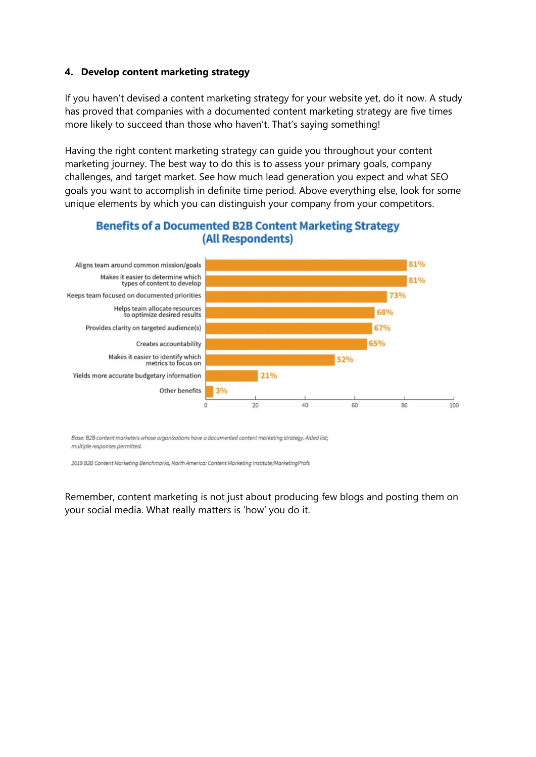**4. Develop content marketing strategy**

If you haven't devised a content marketing strategy for your website yet, do it now. A study has proved that companies with a documented content marketing strategy are five times more likely to succeed than those who haven't. That's saying something!

Having the right content marketing strategy can guide you throughout your content marketing journey. The best way to do this is to assess your primary goals, company challenges, and target market. See how much lead generation you expect and what SEO goals you want to accomplish in definite time period. Above everything else, look for some unique elements by which you can distinguish your company from your competitors.

**Benefits of a Documented B2B Content Marketing Strategy (All Respondents)**

Aligns team around common mission/goals 81%
Makes it easier to determine which types of content to develop 81%
Keeps team focused on documented priorities 73%
Helps team allocate resources to optimize desired results 68%
Provides clarity on targeted audience(s) 67%
Creates accountability 65%
Makes it easier to identify which metrics to focus on 52%
Yields more accurate budgetary information 21%
Other benefits 3%

0 20 40 60 80 100

*Base: B2B content marketers whose organizations have a documented content marketing strategy. Aided list; multiple responses permitted.*

*2019 B2B Content Marketing Benchmarks, North America: Content Marketing Institute/MarketingProfs*

Remember, content marketing is not just about producing few blogs and posting them on your social media. What really matters is 'how' you do it.